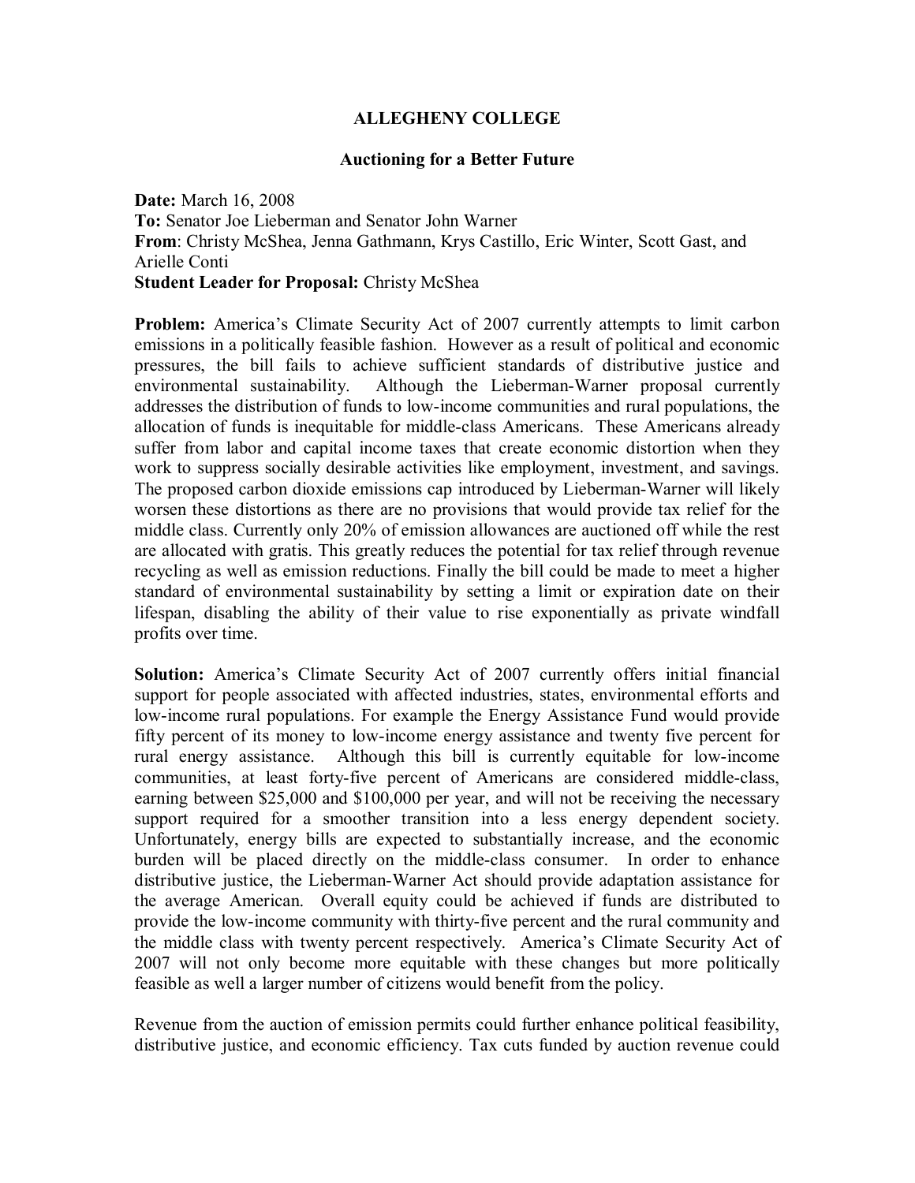**ALLEGHENY COLLEGE**

**Auctioning for a Better Future**

**Date:** March 16, 2008
**To:** Senator Joe Lieberman and Senator John Warner
**From**: Christy McShea, Jenna Gathmann, Krys Castillo, Eric Winter, Scott Gast, and Arielle Conti
**Student Leader for Proposal:** Christy McShea

**Problem:** America's Climate Security Act of 2007 currently attempts to limit carbon emissions in a politically feasible fashion. However as a result of political and economic pressures, the bill fails to achieve sufficient standards of distributive justice and environmental sustainability. Although the Lieberman-Warner proposal currently addresses the distribution of funds to low-income communities and rural populations, the allocation of funds is inequitable for middle-class Americans. These Americans already suffer from labor and capital income taxes that create economic distortion when they work to suppress socially desirable activities like employment, investment, and savings. The proposed carbon dioxide emissions cap introduced by Lieberman-Warner will likely worsen these distortions as there are no provisions that would provide tax relief for the middle class. Currently only 20% of emission allowances are auctioned off while the rest are allocated with gratis. This greatly reduces the potential for tax relief through revenue recycling as well as emission reductions. Finally the bill could be made to meet a higher standard of environmental sustainability by setting a limit or expiration date on their lifespan, disabling the ability of their value to rise exponentially as private windfall profits over time.

**Solution:** America's Climate Security Act of 2007 currently offers initial financial support for people associated with affected industries, states, environmental efforts and low-income rural populations. For example the Energy Assistance Fund would provide fifty percent of its money to low-income energy assistance and twenty five percent for rural energy assistance. Although this bill is currently equitable for low-income communities, at least forty-five percent of Americans are considered middle-class, earning between $25,000 and $100,000 per year, and will not be receiving the necessary support required for a smoother transition into a less energy dependent society. Unfortunately, energy bills are expected to substantially increase, and the economic burden will be placed directly on the middle-class consumer. In order to enhance distributive justice, the Lieberman-Warner Act should provide adaptation assistance for the average American. Overall equity could be achieved if funds are distributed to provide the low-income community with thirty-five percent and the rural community and the middle class with twenty percent respectively. America's Climate Security Act of 2007 will not only become more equitable with these changes but more politically feasible as well a larger number of citizens would benefit from the policy.

Revenue from the auction of emission permits could further enhance political feasibility, distributive justice, and economic efficiency. Tax cuts funded by auction revenue could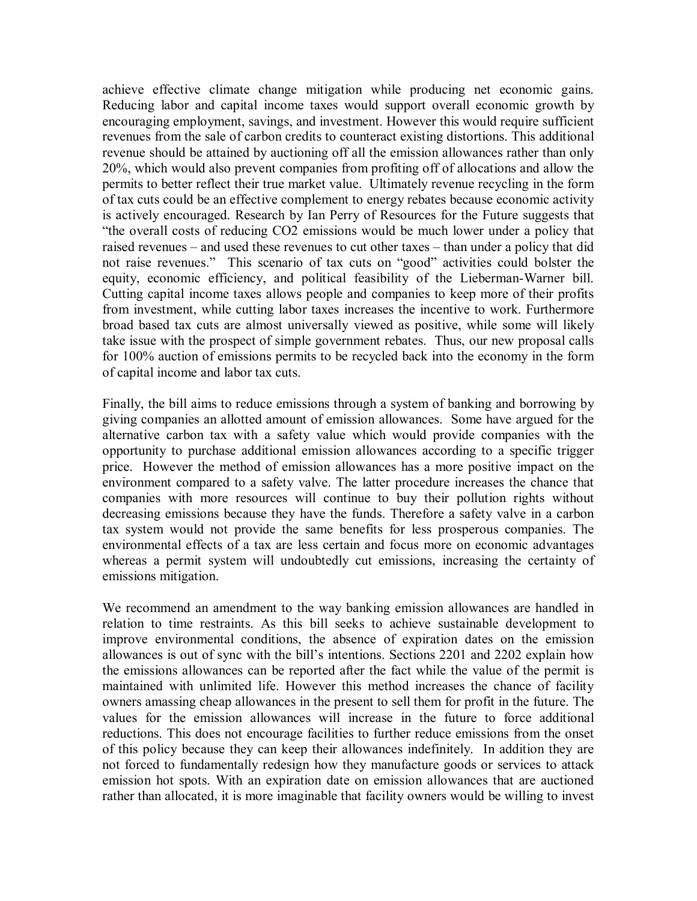achieve effective climate change mitigation while producing net economic gains. Reducing labor and capital income taxes would support overall economic growth by encouraging employment, savings, and investment. However this would require sufficient revenues from the sale of carbon credits to counteract existing distortions. This additional revenue should be attained by auctioning off all the emission allowances rather than only 20%, which would also prevent companies from profiting off of allocations and allow the permits to better reflect their true market value. Ultimately revenue recycling in the form of tax cuts could be an effective complement to energy rebates because economic activity is actively encouraged. Research by Ian Perry of Resources for the Future suggests that "the overall costs of reducing CO2 emissions would be much lower under a policy that raised revenues – and used these revenues to cut other taxes – than under a policy that did not raise revenues." This scenario of tax cuts on "good" activities could bolster the equity, economic efficiency, and political feasibility of the Lieberman-Warner bill. Cutting capital income taxes allows people and companies to keep more of their profits from investment, while cutting labor taxes increases the incentive to work. Furthermore broad based tax cuts are almost universally viewed as positive, while some will likely take issue with the prospect of simple government rebates. Thus, our new proposal calls for 100% auction of emissions permits to be recycled back into the economy in the form of capital income and labor tax cuts.

Finally, the bill aims to reduce emissions through a system of banking and borrowing by giving companies an allotted amount of emission allowances. Some have argued for the alternative carbon tax with a safety value which would provide companies with the opportunity to purchase additional emission allowances according to a specific trigger price. However the method of emission allowances has a more positive impact on the environment compared to a safety valve. The latter procedure increases the chance that companies with more resources will continue to buy their pollution rights without decreasing emissions because they have the funds. Therefore a safety valve in a carbon tax system would not provide the same benefits for less prosperous companies. The environmental effects of a tax are less certain and focus more on economic advantages whereas a permit system will undoubtedly cut emissions, increasing the certainty of emissions mitigation.

We recommend an amendment to the way banking emission allowances are handled in relation to time restraints. As this bill seeks to achieve sustainable development to improve environmental conditions, the absence of expiration dates on the emission allowances is out of sync with the bill's intentions. Sections 2201 and 2202 explain how the emissions allowances can be reported after the fact while the value of the permit is maintained with unlimited life. However this method increases the chance of facility owners amassing cheap allowances in the present to sell them for profit in the future. The values for the emission allowances will increase in the future to force additional reductions. This does not encourage facilities to further reduce emissions from the onset of this policy because they can keep their allowances indefinitely. In addition they are not forced to fundamentally redesign how they manufacture goods or services to attack emission hot spots. With an expiration date on emission allowances that are auctioned rather than allocated, it is more imaginable that facility owners would be willing to invest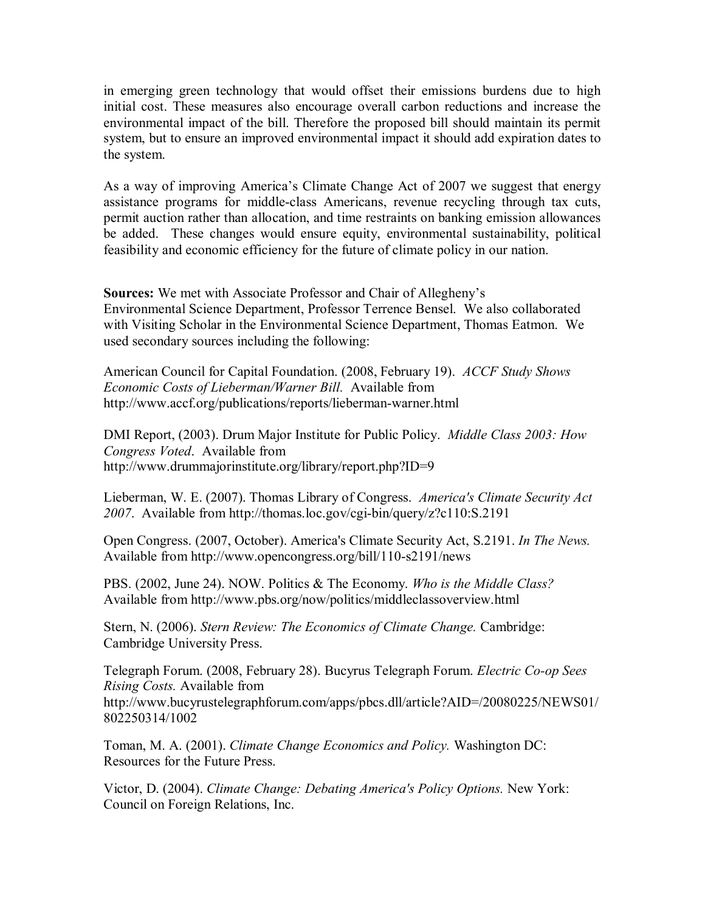in emerging green technology that would offset their emissions burdens due to high initial cost. These measures also encourage overall carbon reductions and increase the environmental impact of the bill. Therefore the proposed bill should maintain its permit system, but to ensure an improved environmental impact it should add expiration dates to the system.

As a way of improving America's Climate Change Act of 2007 we suggest that energy assistance programs for middle-class Americans, revenue recycling through tax cuts, permit auction rather than allocation, and time restraints on banking emission allowances be added. These changes would ensure equity, environmental sustainability, political feasibility and economic efficiency for the future of climate policy in our nation.

**Sources:** We met with Associate Professor and Chair of Allegheny's Environmental Science Department, Professor Terrence Bensel. We also collaborated with Visiting Scholar in the Environmental Science Department, Thomas Eatmon. We used secondary sources including the following:

American Council for Capital Foundation. (2008, February 19). *ACCF Study Shows Economic Costs of Lieberman/Warner Bill.* Available from http://www.accf.org/publications/reports/lieberman-warner.html

DMI Report, (2003). Drum Major Institute for Public Policy. *Middle Class 2003: How Congress Voted*. Available from http://www.drummajorinstitute.org/library/report.php?ID=9

Lieberman, W. E. (2007). Thomas Library of Congress. *America's Climate Security Act 2007*. Available from http://thomas.loc.gov/cgi-bin/query/z?c110:S.2191

Open Congress. (2007, October). America's Climate Security Act, S.2191. *In The News.* Available from http://www.opencongress.org/bill/110-s2191/news

PBS. (2002, June 24). NOW. Politics & The Economy. *Who is the Middle Class?* Available from http://www.pbs.org/now/politics/middleclassoverview.html

Stern, N. (2006). *Stern Review: The Economics of Climate Change.* Cambridge: Cambridge University Press.

Telegraph Forum. (2008, February 28). Bucyrus Telegraph Forum. *Electric Co-op Sees Rising Costs.* Available from http://www.bucyrustelegraphforum.com/apps/pbcs.dll/article?AID=/20080225/NEWS01/802250314/1002

Toman, M. A. (2001). *Climate Change Economics and Policy.* Washington DC: Resources for the Future Press.

Victor, D. (2004). *Climate Change: Debating America's Policy Options.* New York: Council on Foreign Relations, Inc.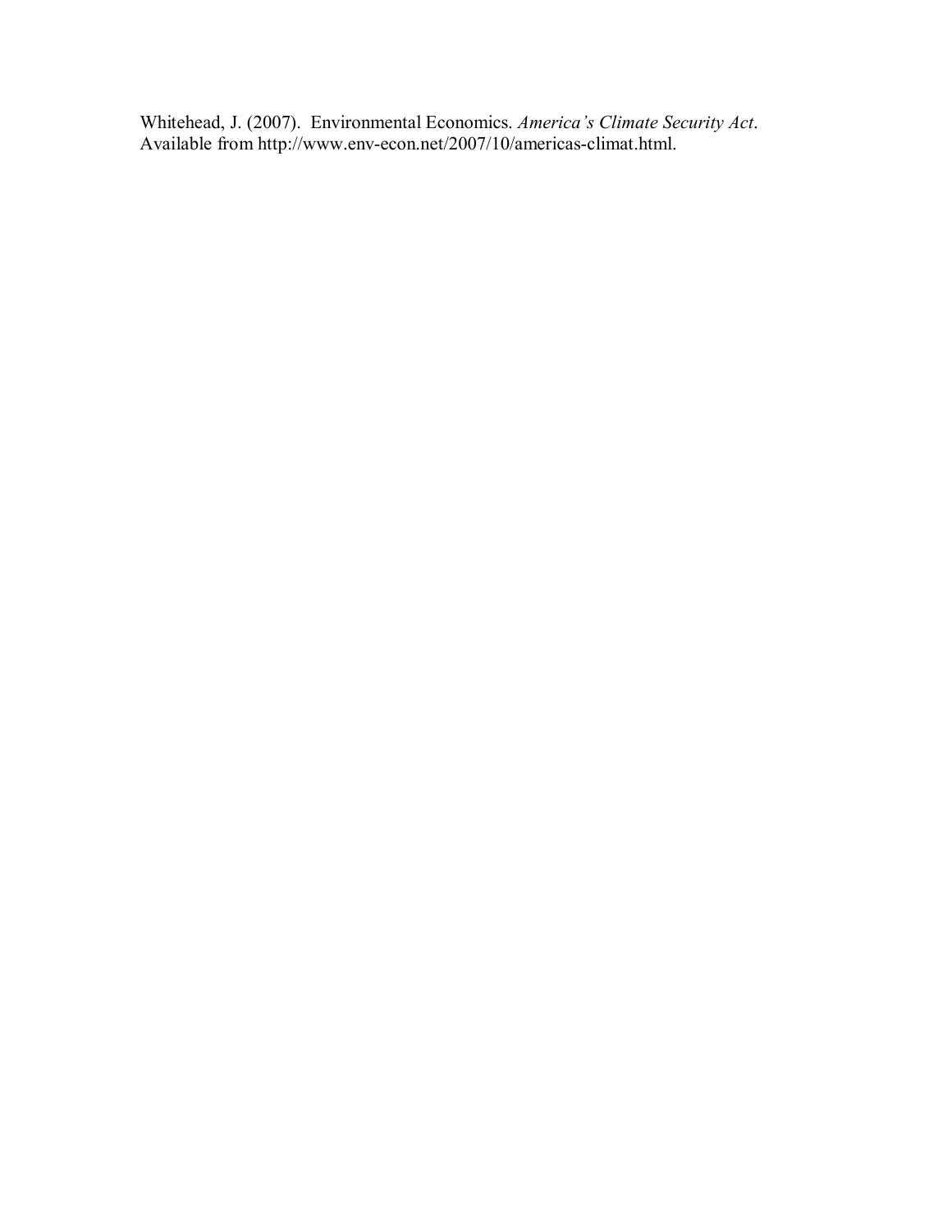Whitehead, J. (2007). Environmental Economics. *America's Climate Security Act*. Available from http://www.env-econ.net/2007/10/americas-climat.html.